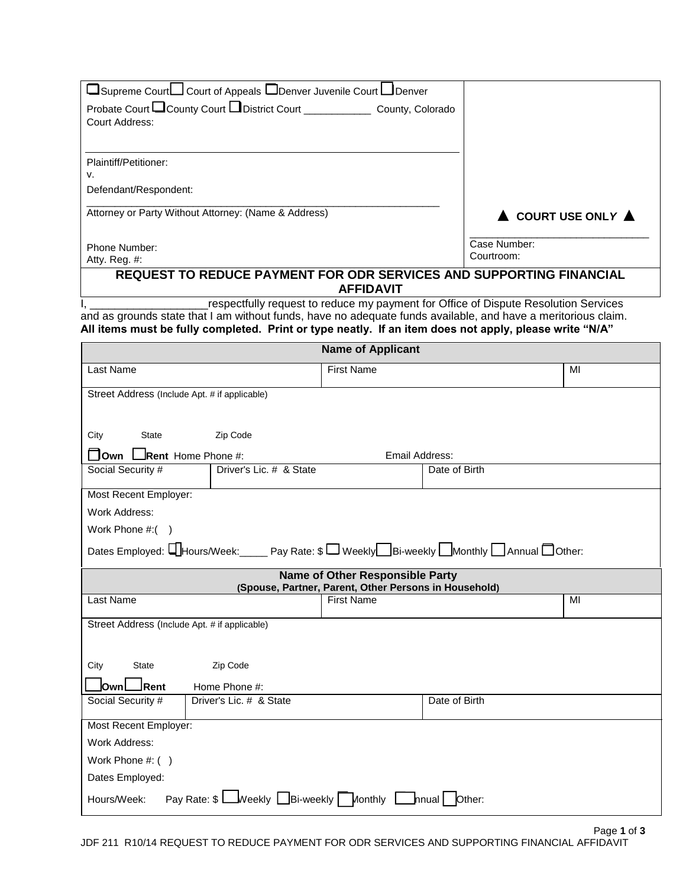☐ Supreme Court ☐ Court of Appeals ☐ Denver Juvenile Court ☐ Denver Probate Court ☐ County Court ☐ District Court ____________ County, Colorado

Court Address:

Plaintiff/Petitioner:

v.

Defendant/Respondent:

Attorney or Party Without Attorney: (Name & Address)

Phone Number:

Atty. Reg. #:

▲ COURT USE ONLY ▲

Case Number:

Courtroom:

# REQUEST TO REDUCE PAYMENT FOR ODR SERVICES AND SUPPORTING FINANCIAL AFFIDAVIT

I, ___________________ respectfully request to reduce my payment for Office of Dispute Resolution Services and as grounds state that I am without funds, have no adequate funds available, and have a meritorious claim.

**All items must be fully completed. Print or type neatly. If an item does not apply, please write "N/A"**

| Name of Applicant | | |
|---|---|---|
| Last Name | First Name | MI |
| Street Address (Include Apt. # if applicable)<br><br>City State Zip Code | | |
| ☐ **Own** ☐ **Rent** Home Phone #: Email Address: | | |
| Social Security # | Driver's Lic. # & State | Date of Birth |
| Most Recent Employer:<br>Work Address:<br>Work Phone #:( )<br>Dates Employed: ☐ Hours/Week:_____ Pay Rate: $ ☐ Weekly ☐ Bi-weekly ☐ Monthly ☐ Annual ☐ Other: | | |

| Name of Other Responsible Party<br>(Spouse, Partner, Parent, Other Persons in Household) | | |
|---|---|---|
| Last Name | First Name | MI |
| Street Address (Include Apt. # if applicable)<br><br>City State Zip Code | | |
| ☐ **Own** ☐ **Rent** Home Phone #: | | |
| Social Security # | Driver's Lic. # & State | Date of Birth |
| Most Recent Employer:<br>Work Address:<br>Work Phone #: ( )<br>Dates Employed:<br>Hours/Week: Pay Rate: $ ☐ Weekly ☐ Bi-weekly ☐ Monthly ☐ Annual ☐ Other: | | |

JDF 211 R10/14 REQUEST TO REDUCE PAYMENT FOR ODR SERVICES AND SUPPORTING FINANCIAL AFFIDAVIT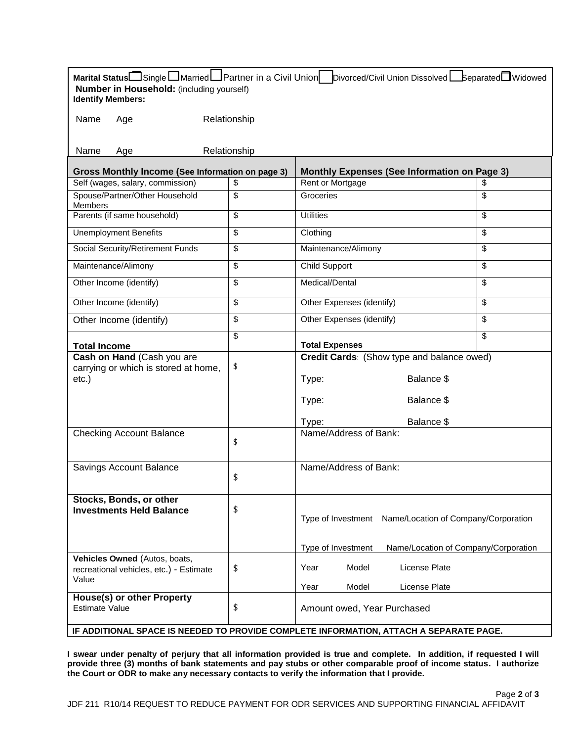**Marital Status** ☐ Single ☐ Married ☐ Partner in a Civil Union ☐ Divorced/Civil Union Dissolved ☐ Separated ☐ Widowed

**Number in Household:** (including yourself)

**Identify Members:**

Name Age Relationship

Name Age Relationship

| **Gross Monthly Income (See Information on page 3)** | | **Monthly Expenses (See Information on Page 3)** | |
|---|---|---|---|
| Self (wages, salary, commission) | $ | Rent or Mortgage | $ |
| Spouse/Partner/Other Household Members | $ | Groceries | $ |
| Parents (if same household) | $ | Utilities | $ |
| Unemployment Benefits | $ | Clothing | $ |
| Social Security/Retirement Funds | $ | Maintenance/Alimony | $ |
| Maintenance/Alimony | $ | Child Support | $ |
| Other Income (identify) | $ | Medical/Dental | $ |
| Other Income (identify) | $ | Other Expenses (identify) | $ |
| Other Income (identify) | $ | Other Expenses (identify) | $ |
| **Total Income** | $ | **Total Expenses** | $ |

| | | |
|---|---|---|
| **Cash on Hand** (Cash you are carrying or which is stored at home, etc.) | $ | **Credit Cards**: (Show type and balance owed)<br>Type: Balance $<br>Type: Balance $<br>Type: Balance $ |
| Checking Account Balance | $ | Name/Address of Bank: |
| Savings Account Balance | $ | Name/Address of Bank: |
| **Stocks, Bonds, or other Investments Held Balance** | $ | Type of Investment Name/Location of Company/Corporation<br>Type of Investment Name/Location of Company/Corporation |
| **Vehicles Owned** (Autos, boats, recreational vehicles, etc.) - Estimate Value | $ | Year Model License Plate<br>Year Model License Plate |
| **House(s) or other Property** Estimate Value | $ | Amount owed, Year Purchased |

**IF ADDITIONAL SPACE IS NEEDED TO PROVIDE COMPLETE INFORMATION, ATTACH A SEPARATE PAGE.**

**I swear under penalty of perjury that all information provided is true and complete. In addition, if requested I will provide three (3) months of bank statements and pay stubs or other comparable proof of income status. I authorize the Court or ODR to make any necessary contacts to verify the information that I provide.**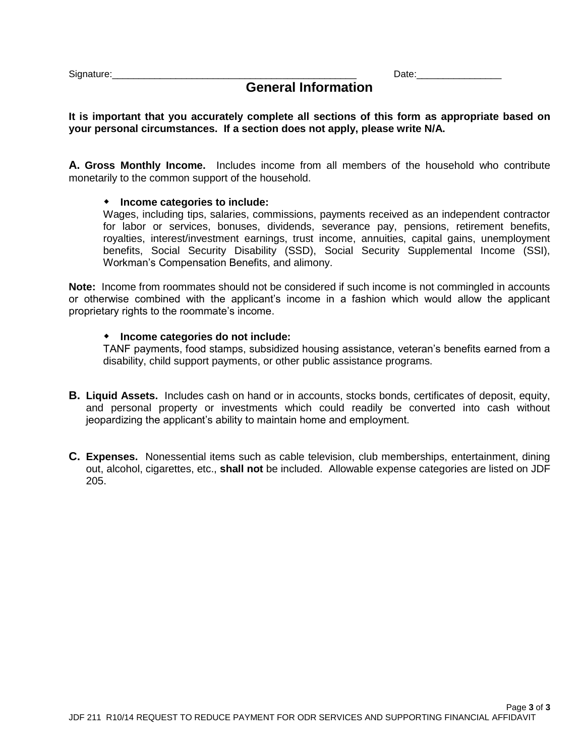Signature:_______________________________________________ Date:________________

## General Information

**It is important that you accurately complete all sections of this form as appropriate based on your personal circumstances. If a section does not apply, please write N/A.**

**A. Gross Monthly Income.** Includes income from all members of the household who contribute monetarily to the common support of the household.

- **Income categories to include:**
  Wages, including tips, salaries, commissions, payments received as an independent contractor for labor or services, bonuses, dividends, severance pay, pensions, retirement benefits, royalties, interest/investment earnings, trust income, annuities, capital gains, unemployment benefits, Social Security Disability (SSD), Social Security Supplemental Income (SSI), Workman's Compensation Benefits, and alimony.

**Note:** Income from roommates should not be considered if such income is not commingled in accounts or otherwise combined with the applicant's income in a fashion which would allow the applicant proprietary rights to the roommate's income.

- **Income categories do not include:**
  TANF payments, food stamps, subsidized housing assistance, veteran's benefits earned from a disability, child support payments, or other public assistance programs.

**B. Liquid Assets.** Includes cash on hand or in accounts, stocks bonds, certificates of deposit, equity, and personal property or investments which could readily be converted into cash without jeopardizing the applicant's ability to maintain home and employment.

**C. Expenses.** Nonessential items such as cable television, club memberships, entertainment, dining out, alcohol, cigarettes, etc., **shall not** be included. Allowable expense categories are listed on JDF 205.